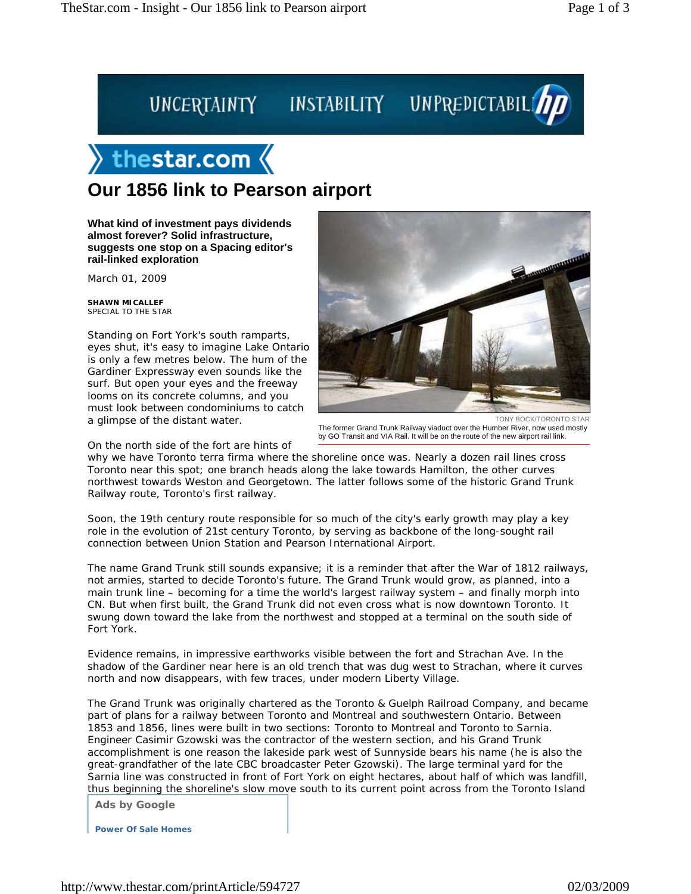# Our 1856 link to Pearson airport

**What kind of investment pays dividends almost forever? Solid infrastructure, suggests one stop on a Spacing editor's rail-linked exploration**

March 01, 2009

**SHAWN MICALLEF**
SPECIAL TO THE STAR

TONY BOCK/TORONTO STAR

The former Grand Trunk Railway viaduct over the Humber River, now used mostly by GO Transit and VIA Rail. It will be on the route of the new airport rail link.

Standing on Fort York's south ramparts, eyes shut, it's easy to imagine Lake Ontario is only a few metres below. The hum of the Gardiner Expressway even sounds like the surf. But open your eyes and the freeway looms on its concrete columns, and you must look between condominiums to catch a glimpse of the distant water.

On the north side of the fort are hints of why we have Toronto terra firma where the shoreline once was. Nearly a dozen rail lines cross Toronto near this spot; one branch heads along the lake towards Hamilton, the other curves northwest towards Weston and Georgetown. The latter follows some of the historic Grand Trunk Railway route, Toronto's first railway.

Soon, the 19th century route responsible for so much of the city's early growth may play a key role in the evolution of 21st century Toronto, by serving as backbone of the long-sought rail connection between Union Station and Pearson International Airport.

The name Grand Trunk still sounds expansive; it is a reminder that after the War of 1812 railways, not armies, started to decide Toronto's future. The Grand Trunk would grow, as planned, into a main trunk line – becoming for a time the world's largest railway system – and finally morph into CN. But when first built, the Grand Trunk did not even cross what is now downtown Toronto. It swung down toward the lake from the northwest and stopped at a terminal on the south side of Fort York.

Evidence remains, in impressive earthworks visible between the fort and Strachan Ave. In the shadow of the Gardiner near here is an old trench that was dug west to Strachan, where it curves north and now disappears, with few traces, under modern Liberty Village.

The Grand Trunk was originally chartered as the Toronto & Guelph Railroad Company, and became part of plans for a railway between Toronto and Montreal and southwestern Ontario. Between 1853 and 1856, lines were built in two sections: Toronto to Montreal and Toronto to Sarnia. Engineer Casimir Gzowski was the contractor of the western section, and his Grand Trunk accomplishment is one reason the lakeside park west of Sunnyside bears his name (he is also the great-grandfather of the late CBC broadcaster Peter Gzowski). The large terminal yard for the Sarnia line was constructed in front of Fort York on eight hectares, about half of which was landfill, thus beginning the shoreline's slow move south to its current point across from the Toronto Island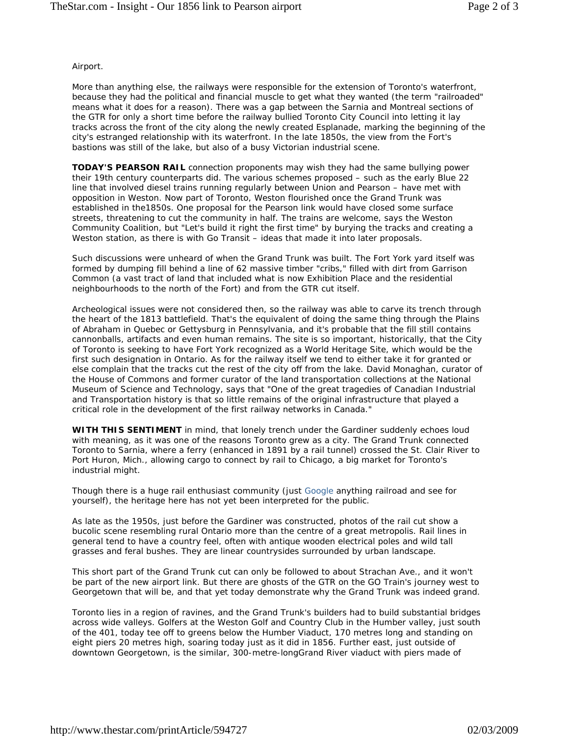Airport.

More than anything else, the railways were responsible for the extension of Toronto's waterfront, because they had the political and financial muscle to get what they wanted (the term "railroaded" means what it does for a reason). There was a gap between the Sarnia and Montreal sections of the GTR for only a short time before the railway bullied Toronto City Council into letting it lay tracks across the front of the city along the newly created Esplanade, marking the beginning of the city's estranged relationship with its waterfront. In the late 1850s, the view from the Fort's bastions was still of the lake, but also of a busy Victorian industrial scene.

**TODAY'S PEARSON RAIL** connection proponents may wish they had the same bullying power their 19th century counterparts did. The various schemes proposed – such as the early Blue 22 line that involved diesel trains running regularly between Union and Pearson – have met with opposition in Weston. Now part of Toronto, Weston flourished once the Grand Trunk was established in the1850s. One proposal for the Pearson link would have closed some surface streets, threatening to cut the community in half. The trains are welcome, says the Weston Community Coalition, but "Let's build it right the first time" by burying the tracks and creating a Weston station, as there is with Go Transit – ideas that made it into later proposals.

Such discussions were unheard of when the Grand Trunk was built. The Fort York yard itself was formed by dumping fill behind a line of 62 massive timber "cribs," filled with dirt from Garrison Common (a vast tract of land that included what is now Exhibition Place and the residential neighbourhoods to the north of the Fort) and from the GTR cut itself.

Archeological issues were not considered then, so the railway was able to carve its trench through the heart of the 1813 battlefield. That's the equivalent of doing the same thing through the Plains of Abraham in Quebec or Gettysburg in Pennsylvania, and it's probable that the fill still contains cannonballs, artifacts and even human remains. The site is so important, historically, that the City of Toronto is seeking to have Fort York recognized as a World Heritage Site, which would be the first such designation in Ontario. As for the railway itself we tend to either take it for granted or else complain that the tracks cut the rest of the city off from the lake. David Monaghan, curator of the House of Commons and former curator of the land transportation collections at the National Museum of Science and Technology, says that "One of the great tragedies of Canadian Industrial and Transportation history is that so little remains of the original infrastructure that played a critical role in the development of the first railway networks in Canada."

**WITH THIS SENTIMENT** in mind, that lonely trench under the Gardiner suddenly echoes loud with meaning, as it was one of the reasons Toronto grew as a city. The Grand Trunk connected Toronto to Sarnia, where a ferry (enhanced in 1891 by a rail tunnel) crossed the St. Clair River to Port Huron, Mich., allowing cargo to connect by rail to Chicago, a big market for Toronto's industrial might.

Though there is a huge rail enthusiast community (just Google anything railroad and see for yourself), the heritage here has not yet been interpreted for the public.

As late as the 1950s, just before the Gardiner was constructed, photos of the rail cut show a bucolic scene resembling rural Ontario more than the centre of a great metropolis. Rail lines in general tend to have a country feel, often with antique wooden electrical poles and wild tall grasses and feral bushes. They are linear countrysides surrounded by urban landscape.

This short part of the Grand Trunk cut can only be followed to about Strachan Ave., and it won't be part of the new airport link. But there are ghosts of the GTR on the GO Train's journey west to Georgetown that will be, and that yet today demonstrate why the Grand Trunk was indeed grand.

Toronto lies in a region of ravines, and the Grand Trunk's builders had to build substantial bridges across wide valleys. Golfers at the Weston Golf and Country Club in the Humber valley, just south of the 401, today tee off to greens below the Humber Viaduct, 170 metres long and standing on eight piers 20 metres high, soaring today just as it did in 1856. Further east, just outside of downtown Georgetown, is the similar, 300-metre-longGrand River viaduct with piers made of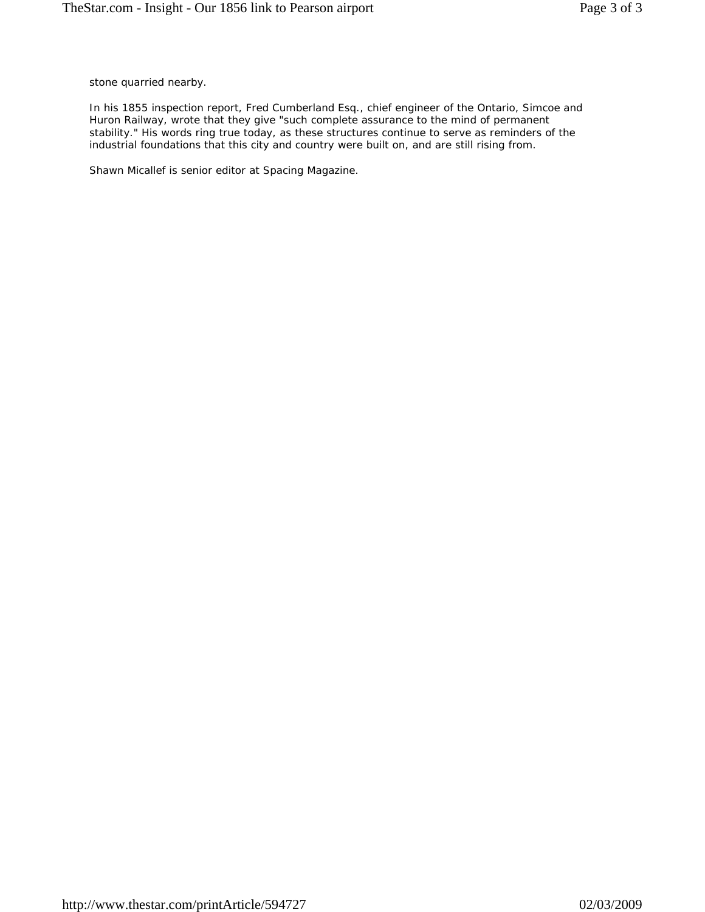stone quarried nearby.

In his 1855 inspection report, Fred Cumberland Esq., chief engineer of the Ontario, Simcoe and Huron Railway, wrote that they give "such complete assurance to the mind of permanent stability." His words ring true today, as these structures continue to serve as reminders of the industrial foundations that this city and country were built on, and are still rising from.

Shawn Micallef is senior editor at Spacing Magazine.